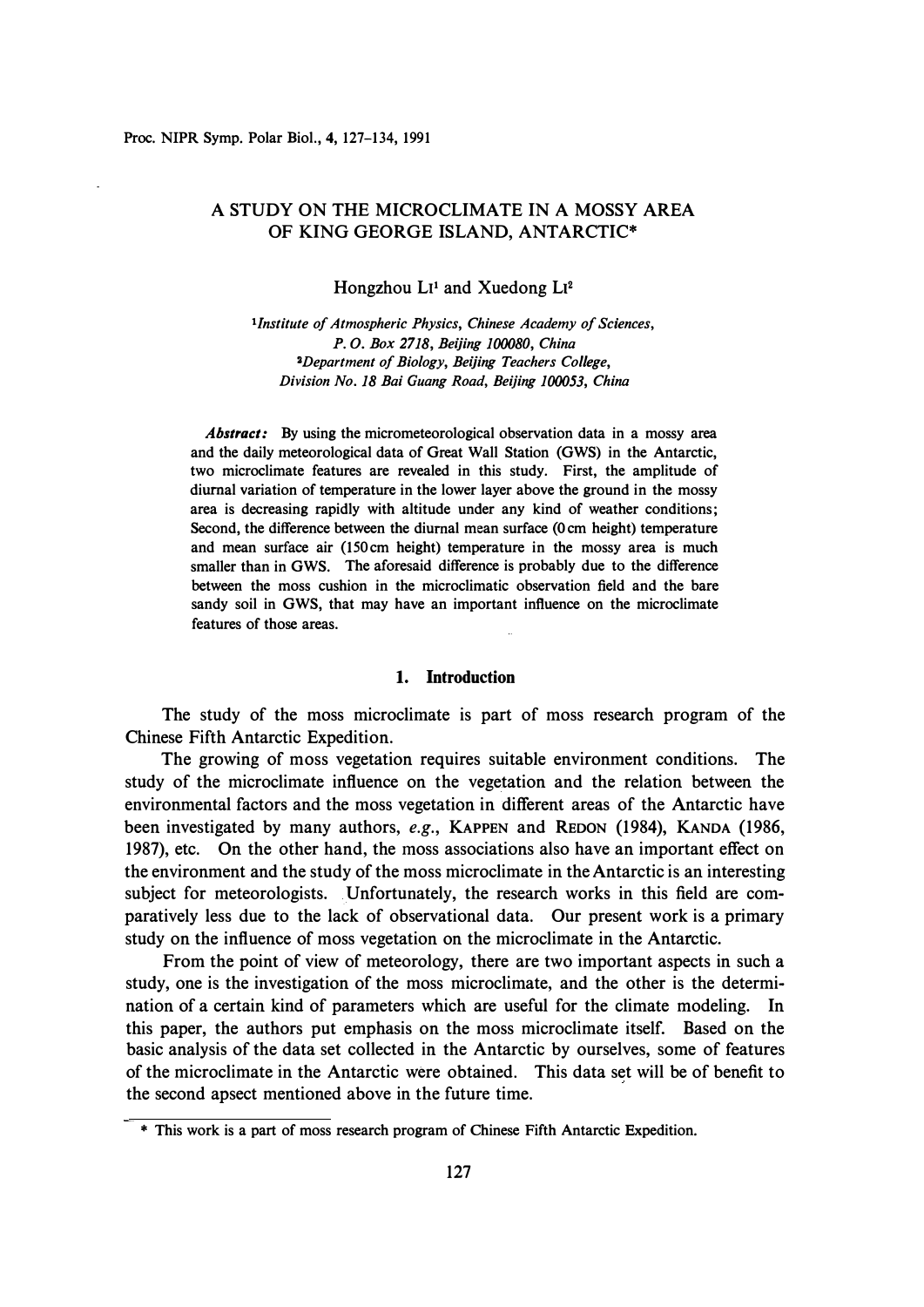# A STUDY ON THE MICROCLIMATE IN A MOSSY AREA OF KING GEORGE ISLAND, ANTARCTIC*

Hongzhou LI[1] and Xuedong LI[2]

[1]*Institute of Atmospheric Physics, Chinese Academy of Sciences, P. O. Box 2718, Beijing 100080, China*

[2]*Department of Biology, Beijing Teachers College, Division No. 18 Bai Guang Road, Beijing 100053, China*

***Abstract:*** By using the micrometeorological observation data in a mossy area and the daily meteorological data of Great Wall Station (GWS) in the Antarctic, two microclimate features are revealed in this study. First, the amplitude of diurnal variation of temperature in the lower layer above the ground in the mossy area is decreasing rapidly with altitude under any kind of weather conditions; Second, the difference between the diurnal mean surface (0 cm height) temperature and mean surface air (150 cm height) temperature in the mossy area is much smaller than in GWS. The aforesaid difference is probably due to the difference between the moss cushion in the microclimatic observation field and the bare sandy soil in GWS, that may have an important influence on the microclimate features of those areas.

## 1. Introduction

The study of the moss microclimate is part of moss research program of the Chinese Fifth Antarctic Expedition.

The growing of moss vegetation requires suitable environment conditions. The study of the microclimate influence on the vegetation and the relation between the environmental factors and the moss vegetation in different areas of the Antarctic have been investigated by many authors, *e.g.*, KAPPEN and REDON (1984), KANDA (1986, 1987), etc. On the other hand, the moss associations also have an important effect on the environment and the study of the moss microclimate in the Antarctic is an interesting subject for meteorologists. Unfortunately, the research works in this field are comparatively less due to the lack of observational data. Our present work is a primary study on the influence of moss vegetation on the microclimate in the Antarctic.

From the point of view of meteorology, there are two important aspects in such a study, one is the investigation of the moss microclimate, and the other is the determination of a certain kind of parameters which are useful for the climate modeling. In this paper, the authors put emphasis on the moss microclimate itself. Based on the basic analysis of the data set collected in the Antarctic by ourselves, some of features of the microclimate in the Antarctic were obtained. This data set will be of benefit to the second apsect mentioned above in the future time.

---

\* This work is a part of moss research program of Chinese Fifth Antarctic Expedition.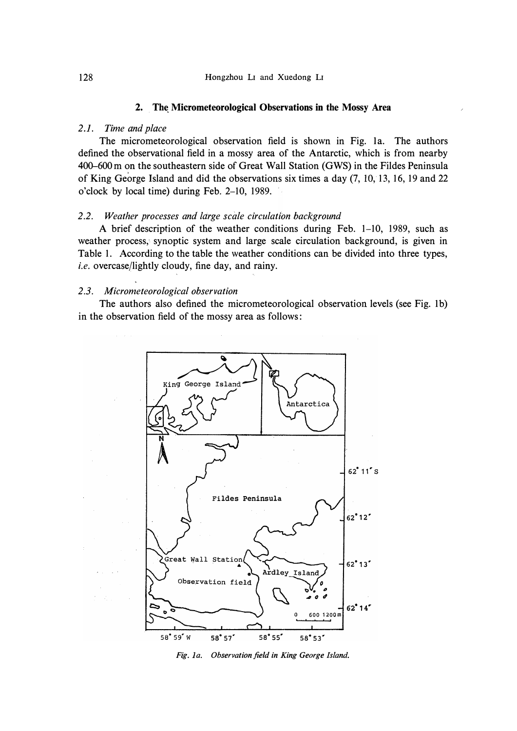## 2. The Micrometeorological Observations in the Mossy Area

### 2.1. *Time and place*

The micrometeorological observation field is shown in Fig. 1a. The authors defined the observational field in a mossy area of the Antarctic, which is from nearby 400–600 m on the southeastern side of Great Wall Station (GWS) in the Fildes Peninsula of King George Island and did the observations six times a day (7, 10, 13, 16, 19 and 22 o'clock by local time) during Feb. 2–10, 1989.

### 2.2. *Weather processes and large scale circulation background*

A brief description of the weather conditions during Feb. 1–10, 1989, such as weather process, synoptic system and large scale circulation background, is given in Table 1. According to the table the weather conditions can be divided into three types, *i.e.* overcase/lightly cloudy, fine day, and rainy.

### 2.3. *Micrometeorological observation*

The authors also defined the micrometeorological observation levels (see Fig. 1b) in the observation field of the mossy area as follows:

*Fig. 1a. Observation field in King George Island.*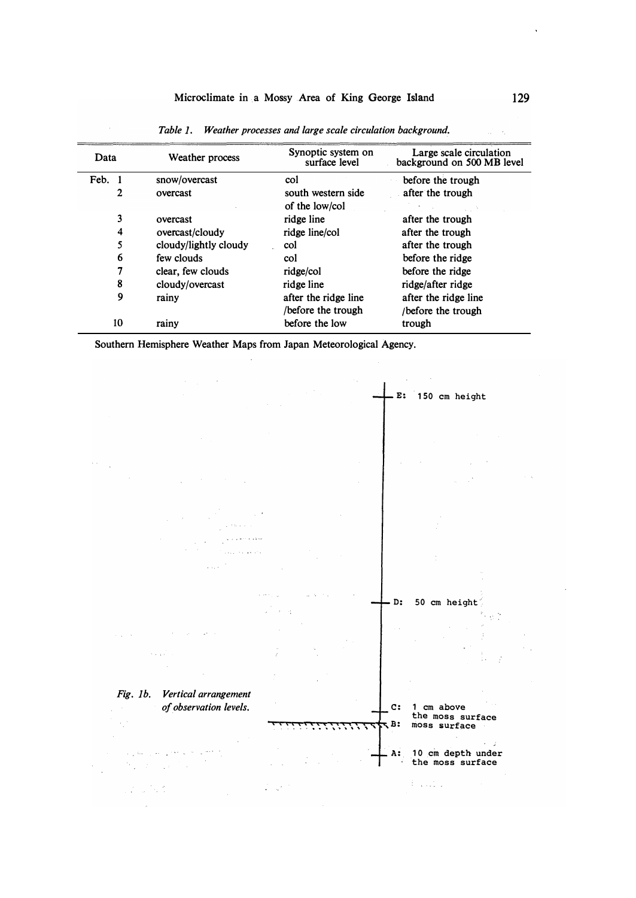*Table 1. Weather processes and large scale circulation background.*

| Data | Weather process | Synoptic system on surface level | Large scale circulation background on 500 MB level |
|---|---|---|---|
| Feb. 1 | snow/overcast | col | before the trough |
| 2 | overcast | south western side of the low/col | after the trough |
| 3 | overcast | ridge line | after the trough |
| 4 | overcast/cloudy | ridge line/col | after the trough |
| 5 | cloudy/lightly cloudy | col | after the trough |
| 6 | few clouds | col | before the ridge |
| 7 | clear, few clouds | ridge/col | before the ridge |
| 8 | cloudy/overcast | ridge line | ridge/after ridge |
| 9 | rainy | after the ridge line /before the trough | after the ridge line /before the trough |
| 10 | rainy | before the low | trough |

Southern Hemisphere Weather Maps from Japan Meteorological Agency.

E: 150 cm height

D: 50 cm height

C: 1 cm above the moss surface

B: moss surface

A: 10 cm depth under the moss surface

*Fig. 1b. Vertical arrangement of observation levels.*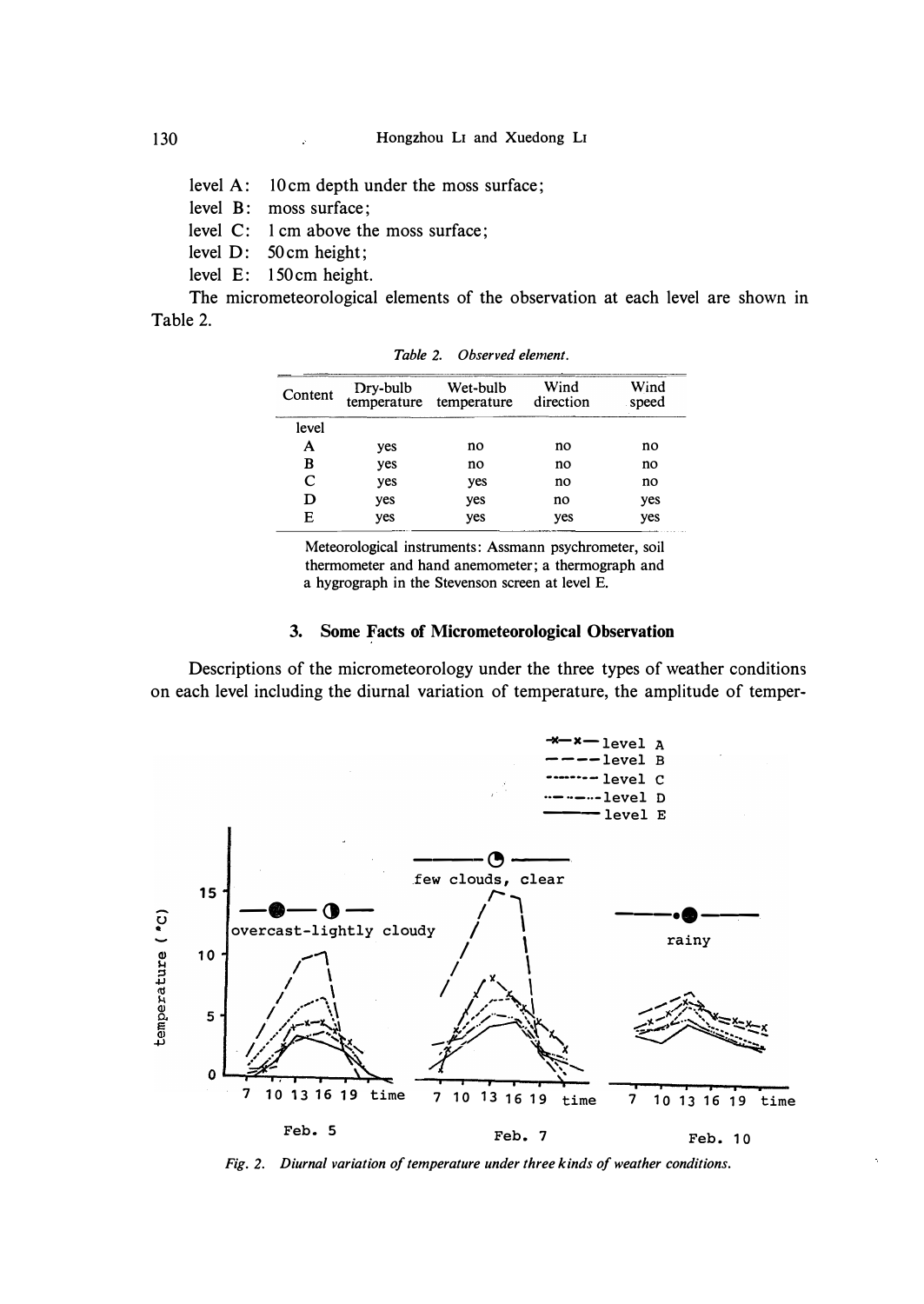level A: 10 cm depth under the moss surface;
level B: moss surface;
level C: 1 cm above the moss surface;
level D: 50 cm height;
level E: 150 cm height.

The micrometeorological elements of the observation at each level are shown in Table 2.

*Table 2. Observed element.*

| Content | Dry-bulb temperature | Wet-bulb temperature | Wind direction | Wind speed |
|---|---|---|---|---|
| level | | | | |
| A | yes | no | no | no |
| B | yes | no | no | no |
| C | yes | yes | no | no |
| D | yes | yes | no | yes |
| E | yes | yes | yes | yes |

Meteorological instruments: Assmann psychrometer, soil thermometer and hand anemometer; a thermograph and a hygrograph in the Stevenson screen at level E.

### 3. Some Facts of Micrometeorological Observation

Descriptions of the micrometeorology under the three types of weather conditions on each level including the diurnal variation of temperature, the amplitude of temper-

*Fig. 2. Diurnal variation of temperature under three kinds of weather conditions.*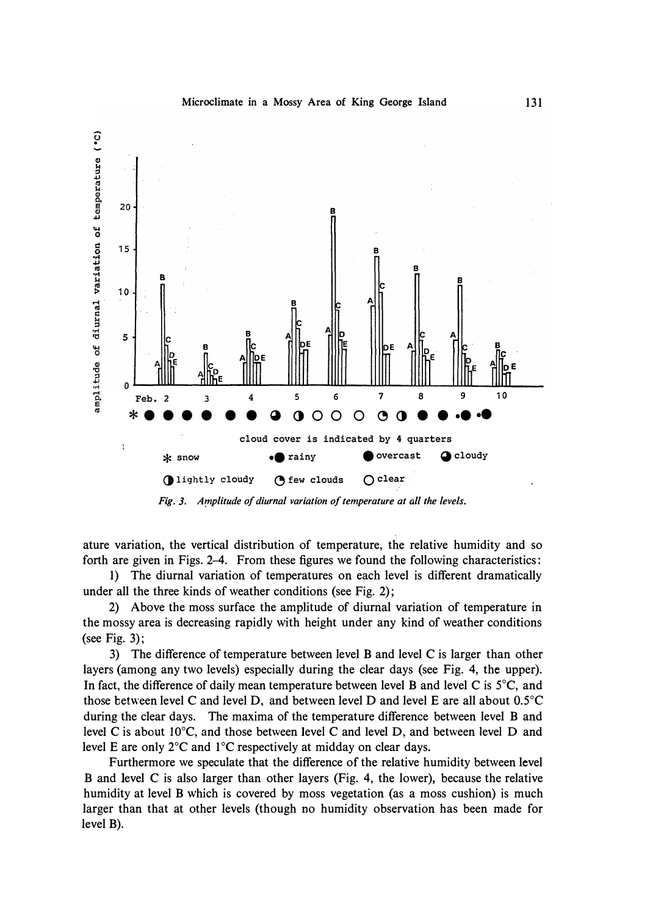Fig. 3. Amplitude of diurnal variation of temperature at all the levels.

ature variation, the vertical distribution of temperature, the relative humidity and so forth are given in Figs. 2–4. From these figures we found the following characteristics:

1) The diurnal variation of temperatures on each level is different dramatically under all the three kinds of weather conditions (see Fig. 2);

2) Above the moss surface the amplitude of diurnal variation of temperature in the mossy area is decreasing rapidly with height under any kind of weather conditions (see Fig. 3);

3) The difference of temperature between level B and level C is larger than other layers (among any two levels) especially during the clear days (see Fig. 4, the upper). In fact, the difference of daily mean temperature between level B and level C is 5°C, and those between level C and level D, and between level D and level E are all about 0.5°C during the clear days. The maxima of the temperature difference between level B and level C is about 10°C, and those between level C and level D, and between level D and level E are only 2°C and 1°C respectively at midday on clear days.

Furthermore we speculate that the difference of the relative humidity between level B and level C is also larger than other layers (Fig. 4, the lower), because the relative humidity at level B which is covered by moss vegetation (as a moss cushion) is much larger than that at other levels (though no humidity observation has been made for level B).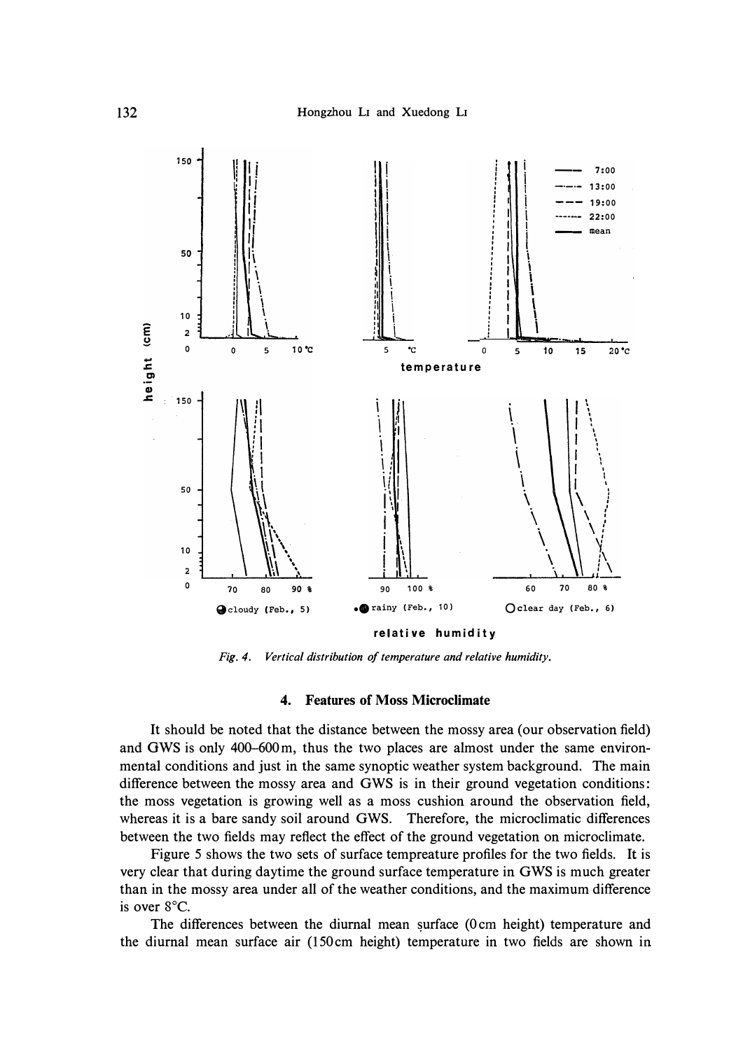Fig. 4. Vertical distribution of temperature and relative humidity.

## 4. Features of Moss Microclimate

It should be noted that the distance between the mossy area (our observation field) and GWS is only 400–600 m, thus the two places are almost under the same environmental conditions and just in the same synoptic weather system background. The main difference between the mossy area and GWS is in their ground vegetation conditions: the moss vegetation is growing well as a moss cushion around the observation field, whereas it is a bare sandy soil around GWS. Therefore, the microclimatic differences between the two fields may reflect the effect of the ground vegetation on microclimate.

Figure 5 shows the two sets of surface tempreature profiles for the two fields. It is very clear that during daytime the ground surface temperature in GWS is much greater than in the mossy area under all of the weather conditions, and the maximum difference is over 8°C.

The differences between the diurnal mean surface (0 cm height) temperature and the diurnal mean surface air (150 cm height) temperature in two fields are shown in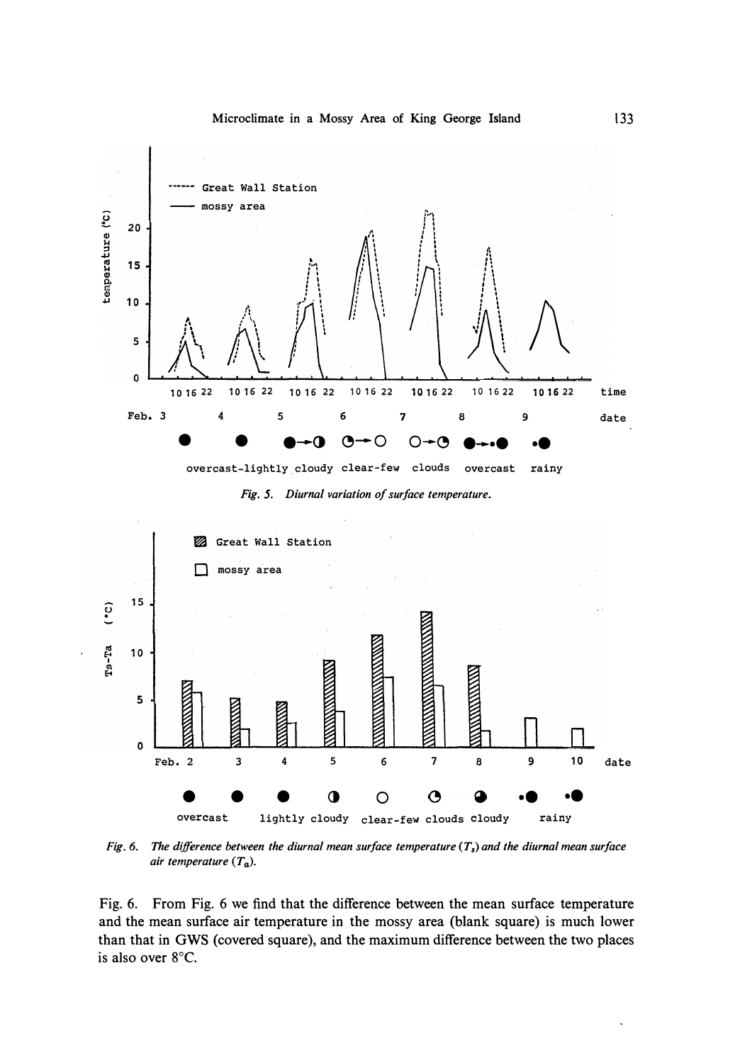Fig. 5. Diurnal variation of surface temperature.

Fig. 6. The difference between the diurnal mean surface temperature ($T_s$) and the diurnal mean surface air temperature ($T_a$).

Fig. 6. From Fig. 6 we find that the difference between the mean surface temperature and the mean surface air temperature in the mossy area (blank square) is much lower than that in GWS (covered square), and the maximum difference between the two places is also over 8°C.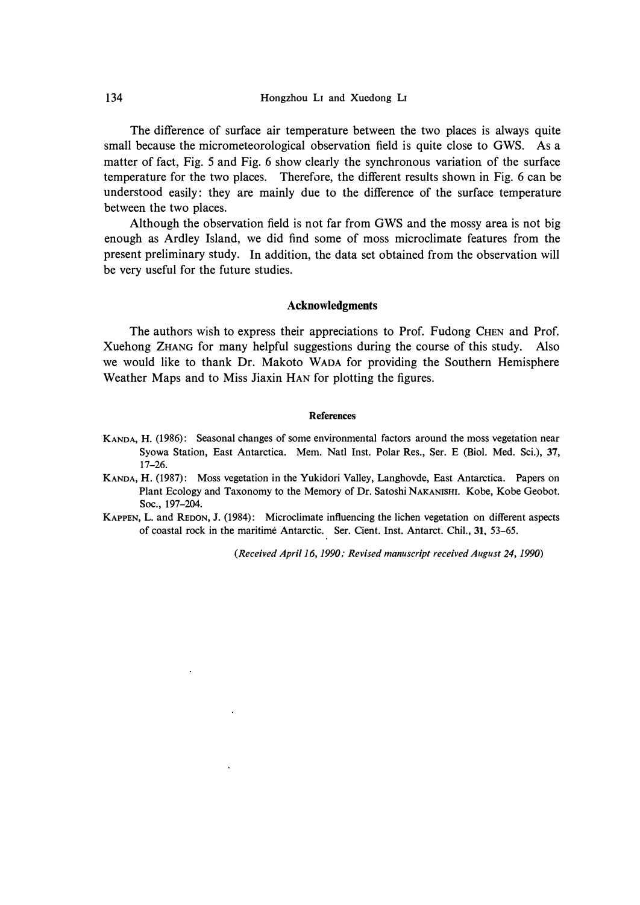The difference of surface air temperature between the two places is always quite small because the micrometeorological observation field is quite close to GWS. As a matter of fact, Fig. 5 and Fig. 6 show clearly the synchronous variation of the surface temperature for the two places. Therefore, the different results shown in Fig. 6 can be understood easily: they are mainly due to the difference of the surface temperature between the two places.

Although the observation field is not far from GWS and the mossy area is not big enough as Ardley Island, we did find some of moss microclimate features from the present preliminary study. In addition, the data set obtained from the observation will be very useful for the future studies.

## Acknowledgments

The authors wish to express their appreciations to Prof. Fudong CHEN and Prof. Xuehong ZHANG for many helpful suggestions during the course of this study. Also we would like to thank Dr. Makoto WADA for providing the Southern Hemisphere Weather Maps and to Miss Jiaxin HAN for plotting the figures.

### References

KANDA, H. (1986): Seasonal changes of some environmental factors around the moss vegetation near Syowa Station, East Antarctica. Mem. Natl Inst. Polar Res., Ser. E (Biol. Med. Sci.), **37**, 17–26.

KANDA, H. (1987): Moss vegetation in the Yukidori Valley, Langhovde, East Antarctica. Papers on Plant Ecology and Taxonomy to the Memory of Dr. Satoshi NAKANISHI. Kobe, Kobe Geobot. Soc., 197–204.

KAPPEN, L. and REDON, J. (1984): Microclimate influencing the lichen vegetation on different aspects of coastal rock in the maritimé Antarctic. Ser. Cient. Inst. Antarct. Chil., **31**, 53–65.

*(Received April 16, 1990; Revised manuscript received August 24, 1990)*